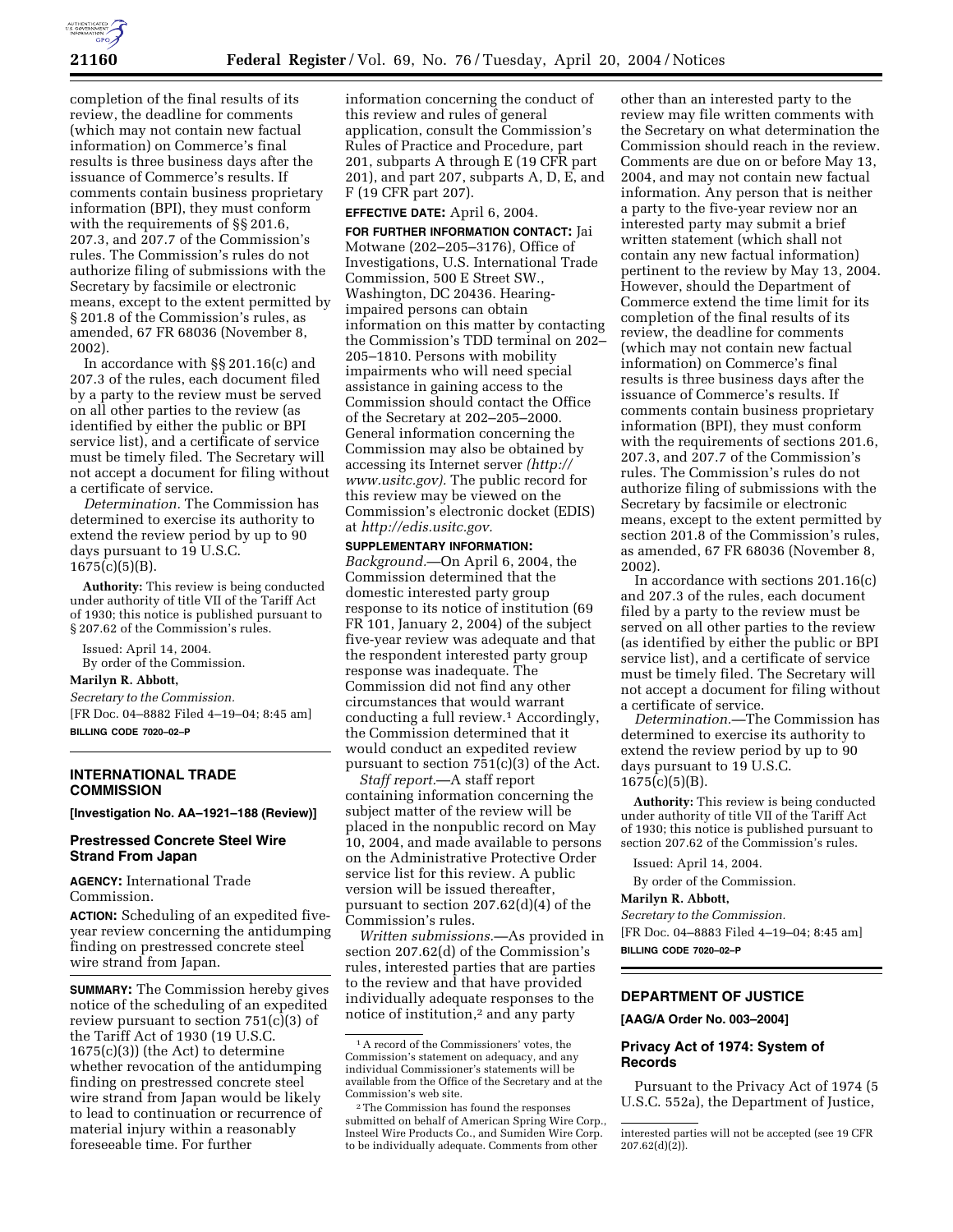completion of the final results of its review, the deadline for comments (which may not contain new factual information) on Commerce's final results is three business days after the issuance of Commerce's results. If comments contain business proprietary information (BPI), they must conform with the requirements of §§ 201.6, 207.3, and 207.7 of the Commission's rules. The Commission's rules do not authorize filing of submissions with the Secretary by facsimile or electronic means, except to the extent permitted by § 201.8 of the Commission's rules, as amended, 67 FR 68036 (November 8, 2002).

In accordance with §§ 201.16(c) and 207.3 of the rules, each document filed by a party to the review must be served on all other parties to the review (as identified by either the public or BPI service list), and a certificate of service must be timely filed. The Secretary will not accept a document for filing without a certificate of service.

*Determination.* The Commission has determined to exercise its authority to extend the review period by up to 90 days pursuant to 19 U.S.C. 1675(c)(5)(B).

**Authority:** This review is being conducted under authority of title VII of the Tariff Act of 1930; this notice is published pursuant to § 207.62 of the Commission's rules.

Issued: April 14, 2004.

By order of the Commission.

**Marilyn R. Abbott,**

*Secretary to the Commission.*

[FR Doc. 04–8882 Filed 4–19–04; 8:45 am]

**BILLING CODE 7020–02–P**

---

## INTERNATIONAL TRADE COMMISSION

**[Investigation No. AA–1921–188 (Review)]**

### Prestressed Concrete Steel Wire Strand From Japan

**AGENCY:** International Trade Commission.

**ACTION:** Scheduling of an expedited five-year review concerning the antidumping finding on prestressed concrete steel wire strand from Japan.

**SUMMARY:** The Commission hereby gives notice of the scheduling of an expedited review pursuant to section 751(c)(3) of the Tariff Act of 1930 (19 U.S.C. 1675(c)(3)) (the Act) to determine whether revocation of the antidumping finding on prestressed concrete steel wire strand from Japan would be likely to lead to continuation or recurrence of material injury within a reasonably foreseeable time. For further information concerning the conduct of this review and rules of general application, consult the Commission's Rules of Practice and Procedure, part 201, subparts A through E (19 CFR part 201), and part 207, subparts A, D, E, and F (19 CFR part 207).

**EFFECTIVE DATE:** April 6, 2004.

**FOR FURTHER INFORMATION CONTACT:** Jai Motwane (202–205–3176), Office of Investigations, U.S. International Trade Commission, 500 E Street SW., Washington, DC 20436. Hearing-impaired persons can obtain information on this matter by contacting the Commission's TDD terminal on 202–205–1810. Persons with mobility impairments who will need special assistance in gaining access to the Commission should contact the Office of the Secretary at 202–205–2000. General information concerning the Commission may also be obtained by accessing its Internet server *(http://www.usitc.gov).* The public record for this review may be viewed on the Commission's electronic docket (EDIS) at *http://edis.usitc.gov.*

**SUPPLEMENTARY INFORMATION:**

*Background.*—On April 6, 2004, the Commission determined that the domestic interested party group response to its notice of institution (69 FR 101, January 2, 2004) of the subject five-year review was adequate and that the respondent interested party group response was inadequate. The Commission did not find any other circumstances that would warrant conducting a full review.[1] Accordingly, the Commission determined that it would conduct an expedited review pursuant to section 751(c)(3) of the Act.

*Staff report.*—A staff report containing information concerning the subject matter of the review will be placed in the nonpublic record on May 10, 2004, and made available to persons on the Administrative Protective Order service list for this review. A public version will be issued thereafter, pursuant to section 207.62(d)(4) of the Commission's rules.

*Written submissions.*—As provided in section 207.62(d) of the Commission's rules, interested parties that are parties to the review and that have provided individually adequate responses to the notice of institution,[2] and any party other than an interested party to the review may file written comments with the Secretary on what determination the Commission should reach in the review. Comments are due on or before May 13, 2004, and may not contain new factual information. Any person that is neither a party to the five-year review nor an interested party may submit a brief written statement (which shall not contain any new factual information) pertinent to the review by May 13, 2004. However, should the Department of Commerce extend the time limit for its completion of the final results of its review, the deadline for comments (which may not contain new factual information) on Commerce's final results is three business days after the issuance of Commerce's results. If comments contain business proprietary information (BPI), they must conform with the requirements of sections 201.6, 207.3, and 207.7 of the Commission's rules. The Commission's rules do not authorize filing of submissions with the Secretary by facsimile or electronic means, except to the extent permitted by section 201.8 of the Commission's rules, as amended, 67 FR 68036 (November 8, 2002).

In accordance with sections 201.16(c) and 207.3 of the rules, each document filed by a party to the review must be served on all other parties to the review (as identified by either the public or BPI service list), and a certificate of service must be timely filed. The Secretary will not accept a document for filing without a certificate of service.

*Determination.*—The Commission has determined to exercise its authority to extend the review period by up to 90 days pursuant to 19 U.S.C. 1675(c)(5)(B).

**Authority:** This review is being conducted under authority of title VII of the Tariff Act of 1930; this notice is published pursuant to section 207.62 of the Commission's rules.

Issued: April 14, 2004.

By order of the Commission.

**Marilyn R. Abbott,**

*Secretary to the Commission.*

[FR Doc. 04–8883 Filed 4–19–04; 8:45 am]

**BILLING CODE 7020–02–P**

---

[1] A record of the Commissioners' votes, the Commission's statement on adequacy, and any individual Commissioner's statements will be available from the Office of the Secretary and at the Commission's web site.

[2] The Commission has found the responses submitted on behalf of American Spring Wire Corp., Insteel Wire Products Co., and Sumiden Wire Corp. to be individually adequate. Comments from other interested parties will not be accepted (see 19 CFR 207.62(d)(2)).

---

## DEPARTMENT OF JUSTICE

**[AAG/A Order No. 003–2004]**

### Privacy Act of 1974: System of Records

Pursuant to the Privacy Act of 1974 (5 U.S.C. 552a), the Department of Justice,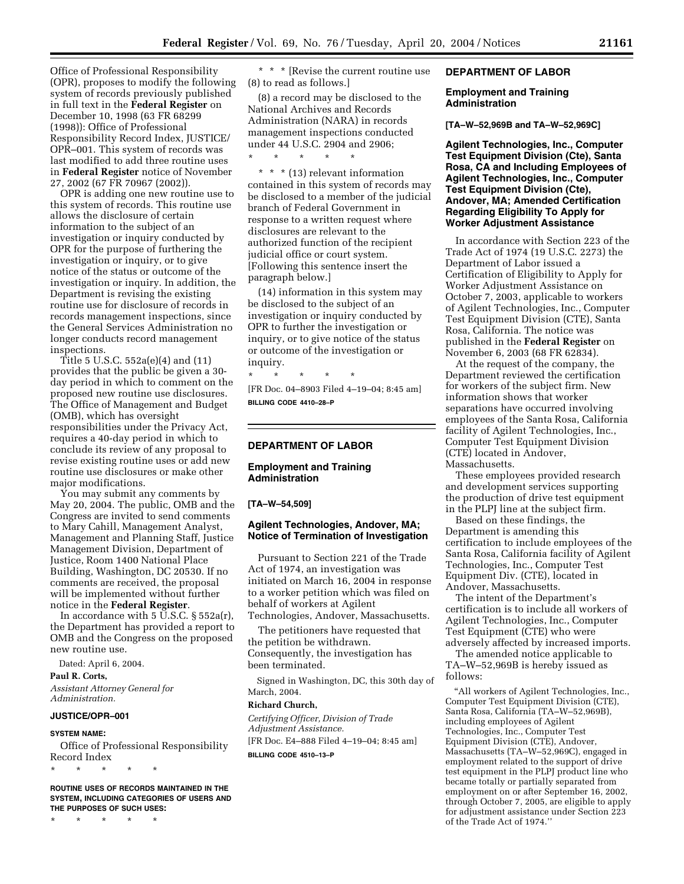Office of Professional Responsibility (OPR), proposes to modify the following system of records previously published in full text in the **Federal Register** on December 10, 1998 (63 FR 68299 (1998)): Office of Professional Responsibility Record Index, JUSTICE/OPR–001. This system of records was last modified to add three routine uses in **Federal Register** notice of November 27, 2002 (67 FR 70967 (2002)).

OPR is adding one new routine use to this system of records. This routine use allows the disclosure of certain information to the subject of an investigation or inquiry conducted by OPR for the purpose of furthering the investigation or inquiry, or to give notice of the status or outcome of the investigation or inquiry. In addition, the Department is revising the existing routine use for disclosure of records in records management inspections, since the General Services Administration no longer conducts record management inspections.

Title 5 U.S.C. 552a(e)(4) and (11) provides that the public be given a 30-day period in which to comment on the proposed new routine use disclosures. The Office of Management and Budget (OMB), which has oversight responsibilities under the Privacy Act, requires a 40-day period in which to conclude its review of any proposal to revise existing routine uses or add new routine use disclosures or make other major modifications.

You may submit any comments by May 20, 2004. The public, OMB and the Congress are invited to send comments to Mary Cahill, Management Analyst, Management and Planning Staff, Justice Management Division, Department of Justice, Room 1400 National Place Building, Washington, DC 20530. If no comments are received, the proposal will be implemented without further notice in the **Federal Register**.

In accordance with 5 U.S.C. § 552a(r), the Department has provided a report to OMB and the Congress on the proposed new routine use.

Dated: April 6, 2004.

**Paul R. Corts,**

*Assistant Attorney General for Administration.*

**JUSTICE/OPR–001**

**SYSTEM NAME:**

Office of Professional Responsibility Record Index

\* \* \* \* \*

**ROUTINE USES OF RECORDS MAINTAINED IN THE SYSTEM, INCLUDING CATEGORIES OF USERS AND THE PURPOSES OF SUCH USES:**

\* \* \* \* \*

\* \* \* [Revise the current routine use (8) to read as follows.]

(8) a record may be disclosed to the National Archives and Records Administration (NARA) in records management inspections conducted under 44 U.S.C. 2904 and 2906;

\* \* \* \* \*

\* \* \* (13) relevant information contained in this system of records may be disclosed to a member of the judicial branch of Federal Government in response to a written request where disclosures are relevant to the authorized function of the recipient judicial office or court system. [Following this sentence insert the paragraph below.]

(14) information in this system may be disclosed to the subject of an investigation or inquiry conducted by OPR to further the investigation or inquiry, or to give notice of the status or outcome of the investigation or inquiry.

\* \* \* \* \*

[FR Doc. 04–8903 Filed 4–19–04; 8:45 am]

**BILLING CODE 4410–28–P**

---

## DEPARTMENT OF LABOR

### Employment and Training Administration

**[TA–W–54,509]**

### Agilent Technologies, Andover, MA; Notice of Termination of Investigation

Pursuant to Section 221 of the Trade Act of 1974, an investigation was initiated on March 16, 2004 in response to a worker petition which was filed on behalf of workers at Agilent Technologies, Andover, Massachusetts.

The petitioners have requested that the petition be withdrawn. Consequently, the investigation has been terminated.

Signed in Washington, DC, this 30th day of March, 2004.

**Richard Church,**

*Certifying Officer, Division of Trade Adjustment Assistance.*

[FR Doc. E4–888 Filed 4–19–04; 8:45 am]

**BILLING CODE 4510–13–P**

---

## DEPARTMENT OF LABOR

### Employment and Training Administration

**[TA–W–52,969B and TA–W–52,969C]**

### Agilent Technologies, Inc., Computer Test Equipment Division (Cte), Santa Rosa, CA and Including Employees of Agilent Technologies, Inc., Computer Test Equipment Division (Cte), Andover, MA; Amended Certification Regarding Eligibility To Apply for Worker Adjustment Assistance

In accordance with Section 223 of the Trade Act of 1974 (19 U.S.C. 2273) the Department of Labor issued a Certification of Eligibility to Apply for Worker Adjustment Assistance on October 7, 2003, applicable to workers of Agilent Technologies, Inc., Computer Test Equipment Division (CTE), Santa Rosa, California. The notice was published in the **Federal Register** on November 6, 2003 (68 FR 62834).

At the request of the company, the Department reviewed the certification for workers of the subject firm. New information shows that worker separations have occurred involving employees of the Santa Rosa, California facility of Agilent Technologies, Inc., Computer Test Equipment Division (CTE) located in Andover, Massachusetts.

These employees provided research and development services supporting the production of drive test equipment in the PLPJ line at the subject firm.

Based on these findings, the Department is amending this certification to include employees of the Santa Rosa, California facility of Agilent Technologies, Inc., Computer Test Equipment Div. (CTE), located in Andover, Massachusetts.

The intent of the Department's certification is to include all workers of Agilent Technologies, Inc., Computer Test Equipment (CTE) who were adversely affected by increased imports.

The amended notice applicable to TA–W–52,969B is hereby issued as follows:

> "All workers of Agilent Technologies, Inc., Computer Test Equipment Division (CTE), Santa Rosa, California (TA–W–52,969B), including employees of Agilent Technologies, Inc., Computer Test Equipment Division (CTE), Andover, Massachusetts (TA–W–52,969C), engaged in employment related to the support of drive test equipment in the PLPJ product line who became totally or partially separated from employment on or after September 16, 2002, through October 7, 2005, are eligible to apply for adjustment assistance under Section 223 of the Trade Act of 1974.''